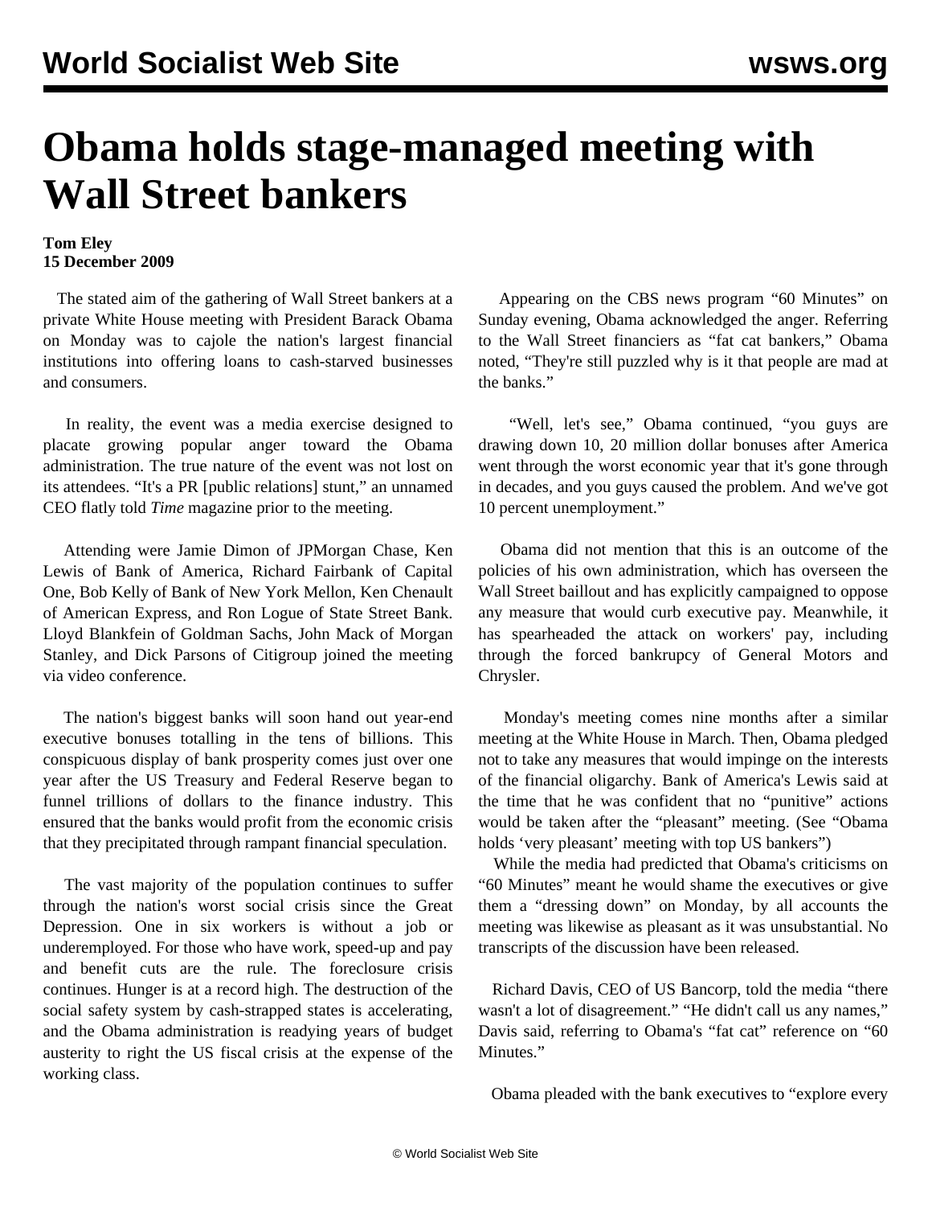# Obama holds stage-managed meeting with Wall Street bankers

**Tom Eley**
**15 December 2009**

The stated aim of the gathering of Wall Street bankers at a private White House meeting with President Barack Obama on Monday was to cajole the nation's largest financial institutions into offering loans to cash-starved businesses and consumers.

In reality, the event was a media exercise designed to placate growing popular anger toward the Obama administration. The true nature of the event was not lost on its attendees. "It's a PR [public relations] stunt," an unnamed CEO flatly told *Time* magazine prior to the meeting.

Attending were Jamie Dimon of JPMorgan Chase, Ken Lewis of Bank of America, Richard Fairbank of Capital One, Bob Kelly of Bank of New York Mellon, Ken Chenault of American Express, and Ron Logue of State Street Bank. Lloyd Blankfein of Goldman Sachs, John Mack of Morgan Stanley, and Dick Parsons of Citigroup joined the meeting via video conference.

The nation's biggest banks will soon hand out year-end executive bonuses totalling in the tens of billions. This conspicuous display of bank prosperity comes just over one year after the US Treasury and Federal Reserve began to funnel trillions of dollars to the finance industry. This ensured that the banks would profit from the economic crisis that they precipitated through rampant financial speculation.

The vast majority of the population continues to suffer through the nation's worst social crisis since the Great Depression. One in six workers is without a job or underemployed. For those who have work, speed-up and pay and benefit cuts are the rule. The foreclosure crisis continues. Hunger is at a record high. The destruction of the social safety system by cash-strapped states is accelerating, and the Obama administration is readying years of budget austerity to right the US fiscal crisis at the expense of the working class.

Appearing on the CBS news program "60 Minutes" on Sunday evening, Obama acknowledged the anger. Referring to the Wall Street financiers as "fat cat bankers," Obama noted, "They're still puzzled why is it that people are mad at the banks."

"Well, let's see," Obama continued, "you guys are drawing down 10, 20 million dollar bonuses after America went through the worst economic year that it's gone through in decades, and you guys caused the problem. And we've got 10 percent unemployment."

Obama did not mention that this is an outcome of the policies of his own administration, which has overseen the Wall Street baillout and has explicitly campaigned to oppose any measure that would curb executive pay. Meanwhile, it has spearheaded the attack on workers' pay, including through the forced bankrupcy of General Motors and Chrysler.

Monday's meeting comes nine months after a similar meeting at the White House in March. Then, Obama pledged not to take any measures that would impinge on the interests of the financial oligarchy. Bank of America's Lewis said at the time that he was confident that no "punitive" actions would be taken after the "pleasant" meeting. (See "Obama holds 'very pleasant' meeting with top US bankers")

While the media had predicted that Obama's criticisms on "60 Minutes" meant he would shame the executives or give them a "dressing down" on Monday, by all accounts the meeting was likewise as pleasant as it was unsubstantial. No transcripts of the discussion have been released.

Richard Davis, CEO of US Bancorp, told the media "there wasn't a lot of disagreement." "He didn't call us any names," Davis said, referring to Obama's "fat cat" reference on "60 Minutes."

Obama pleaded with the bank executives to "explore every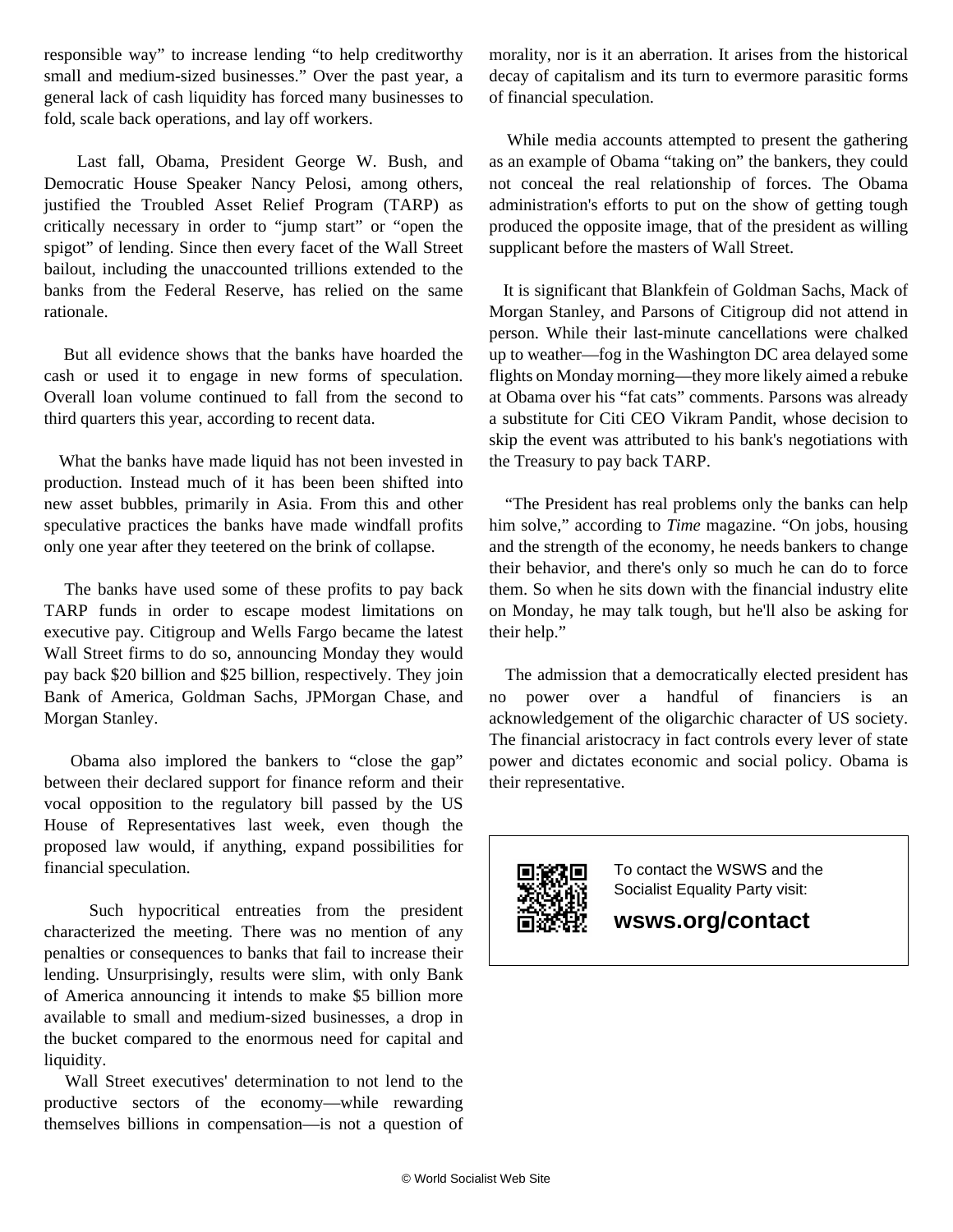responsible way" to increase lending "to help creditworthy small and medium-sized businesses." Over the past year, a general lack of cash liquidity has forced many businesses to fold, scale back operations, and lay off workers.

Last fall, Obama, President George W. Bush, and Democratic House Speaker Nancy Pelosi, among others, justified the Troubled Asset Relief Program (TARP) as critically necessary in order to "jump start" or "open the spigot" of lending. Since then every facet of the Wall Street bailout, including the unaccounted trillions extended to the banks from the Federal Reserve, has relied on the same rationale.

But all evidence shows that the banks have hoarded the cash or used it to engage in new forms of speculation. Overall loan volume continued to fall from the second to third quarters this year, according to recent data.

What the banks have made liquid has not been invested in production. Instead much of it has been been shifted into new asset bubbles, primarily in Asia. From this and other speculative practices the banks have made windfall profits only one year after they teetered on the brink of collapse.

The banks have used some of these profits to pay back TARP funds in order to escape modest limitations on executive pay. Citigroup and Wells Fargo became the latest Wall Street firms to do so, announcing Monday they would pay back $20 billion and $25 billion, respectively. They join Bank of America, Goldman Sachs, JPMorgan Chase, and Morgan Stanley.

Obama also implored the bankers to "close the gap" between their declared support for finance reform and their vocal opposition to the regulatory bill passed by the US House of Representatives last week, even though the proposed law would, if anything, expand possibilities for financial speculation.

Such hypocritical entreaties from the president characterized the meeting. There was no mention of any penalties or consequences to banks that fail to increase their lending. Unsurprisingly, results were slim, with only Bank of America announcing it intends to make $5 billion more available to small and medium-sized businesses, a drop in the bucket compared to the enormous need for capital and liquidity.

Wall Street executives' determination to not lend to the productive sectors of the economy—while rewarding themselves billions in compensation—is not a question of morality, nor is it an aberration. It arises from the historical decay of capitalism and its turn to evermore parasitic forms of financial speculation.

While media accounts attempted to present the gathering as an example of Obama "taking on" the bankers, they could not conceal the real relationship of forces. The Obama administration's efforts to put on the show of getting tough produced the opposite image, that of the president as willing supplicant before the masters of Wall Street.

It is significant that Blankfein of Goldman Sachs, Mack of Morgan Stanley, and Parsons of Citigroup did not attend in person. While their last-minute cancellations were chalked up to weather—fog in the Washington DC area delayed some flights on Monday morning—they more likely aimed a rebuke at Obama over his "fat cats" comments. Parsons was already a substitute for Citi CEO Vikram Pandit, whose decision to skip the event was attributed to his bank's negotiations with the Treasury to pay back TARP.

"The President has real problems only the banks can help him solve," according to *Time* magazine. "On jobs, housing and the strength of the economy, he needs bankers to change their behavior, and there's only so much he can do to force them. So when he sits down with the financial industry elite on Monday, he may talk tough, but he'll also be asking for their help."

The admission that a democratically elected president has no power over a handful of financiers is an acknowledgement of the oligarchic character of US society. The financial aristocracy in fact controls every lever of state power and dictates economic and social policy. Obama is their representative.

To contact the WSWS and the Socialist Equality Party visit:

**wsws.org/contact**